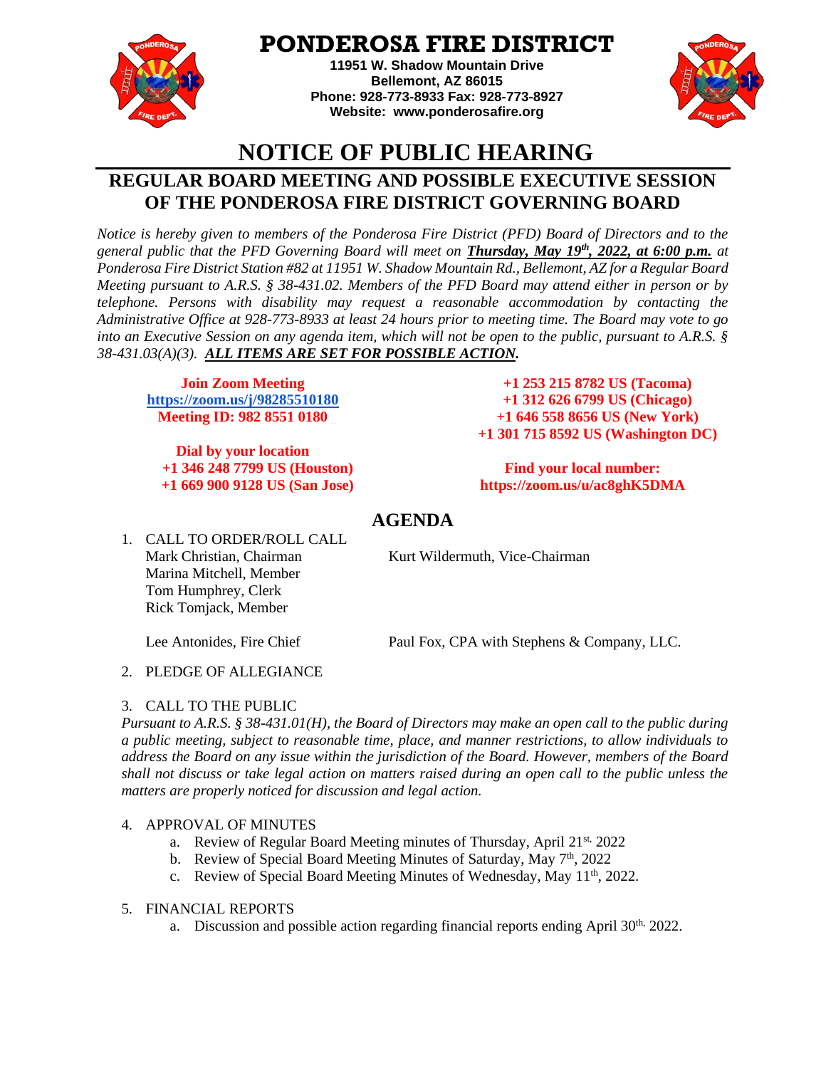# PONDEROSA FIRE DISTRICT

**11951 W. Shadow Mountain Drive**
**Bellemont, AZ 86015**
**Phone: 928-773-8933 Fax: 928-773-8927**
**Website: www.ponderosafire.org**

# NOTICE OF PUBLIC HEARING

## REGULAR BOARD MEETING AND POSSIBLE EXECUTIVE SESSION OF THE PONDEROSA FIRE DISTRICT GOVERNING BOARD

*Notice is hereby given to members of the Ponderosa Fire District (PFD) Board of Directors and to the general public that the PFD Governing Board will meet on **Thursday, May 19th, 2022, at 6:00 p.m.** at Ponderosa Fire District Station #82 at 11951 W. Shadow Mountain Rd., Bellemont, AZ for a Regular Board Meeting pursuant to A.R.S. § 38-431.02. Members of the PFD Board may attend either in person or by telephone. Persons with disability may request a reasonable accommodation by contacting the Administrative Office at 928-773-8933 at least 24 hours prior to meeting time. The Board may vote to go into an Executive Session on any agenda item, which will not be open to the public, pursuant to A.R.S. § 38-431.03(A)(3). **ALL ITEMS ARE SET FOR POSSIBLE ACTION.***

**Join Zoom Meeting**
**https://zoom.us/j/98285510180**
**Meeting ID: 982 8551 0180**

**Dial by your location**
**+1 346 248 7799 US (Houston)**
**+1 669 900 9128 US (San Jose)**
**+1 253 215 8782 US (Tacoma)**
**+1 312 626 6799 US (Chicago)**
**+1 646 558 8656 US (New York)**
**+1 301 715 8592 US (Washington DC)**

**Find your local number:**
**https://zoom.us/u/ac8ghK5DMA**

## AGENDA

1. CALL TO ORDER/ROLL CALL
   Mark Christian, Chairman
   Kurt Wildermuth, Vice-Chairman
   Marina Mitchell, Member
   Tom Humphrey, Clerk
   Rick Tomjack, Member

   Lee Antonides, Fire Chief
   Paul Fox, CPA with Stephens & Company, LLC.

2. PLEDGE OF ALLEGIANCE

3. CALL TO THE PUBLIC
   *Pursuant to A.R.S. § 38-431.01(H), the Board of Directors may make an open call to the public during a public meeting, subject to reasonable time, place, and manner restrictions, to allow individuals to address the Board on any issue within the jurisdiction of the Board. However, members of the Board shall not discuss or take legal action on matters raised during an open call to the public unless the matters are properly noticed for discussion and legal action.*

4. APPROVAL OF MINUTES
   a. Review of Regular Board Meeting minutes of Thursday, April 21st, 2022
   b. Review of Special Board Meeting Minutes of Saturday, May 7th, 2022
   c. Review of Special Board Meeting Minutes of Wednesday, May 11th, 2022.

5. FINANCIAL REPORTS
   a. Discussion and possible action regarding financial reports ending April 30th, 2022.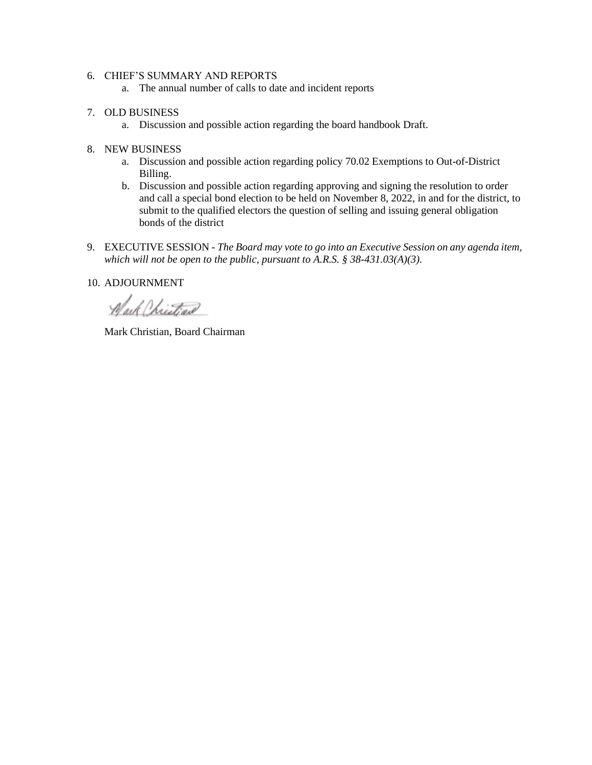6. CHIEF'S SUMMARY AND REPORTS
   a. The annual number of calls to date and incident reports

7. OLD BUSINESS
   a. Discussion and possible action regarding the board handbook Draft.

8. NEW BUSINESS
   a. Discussion and possible action regarding policy 70.02 Exemptions to Out-of-District Billing.
   b. Discussion and possible action regarding approving and signing the resolution to order and call a special bond election to be held on November 8, 2022, in and for the district, to submit to the qualified electors the question of selling and issuing general obligation bonds of the district

9. EXECUTIVE SESSION - *The Board may vote to go into an Executive Session on any agenda item, which will not be open to the public, pursuant to A.R.S. § 38-431.03(A)(3).*

10. ADJOURNMENT

Mark Christian, Board Chairman